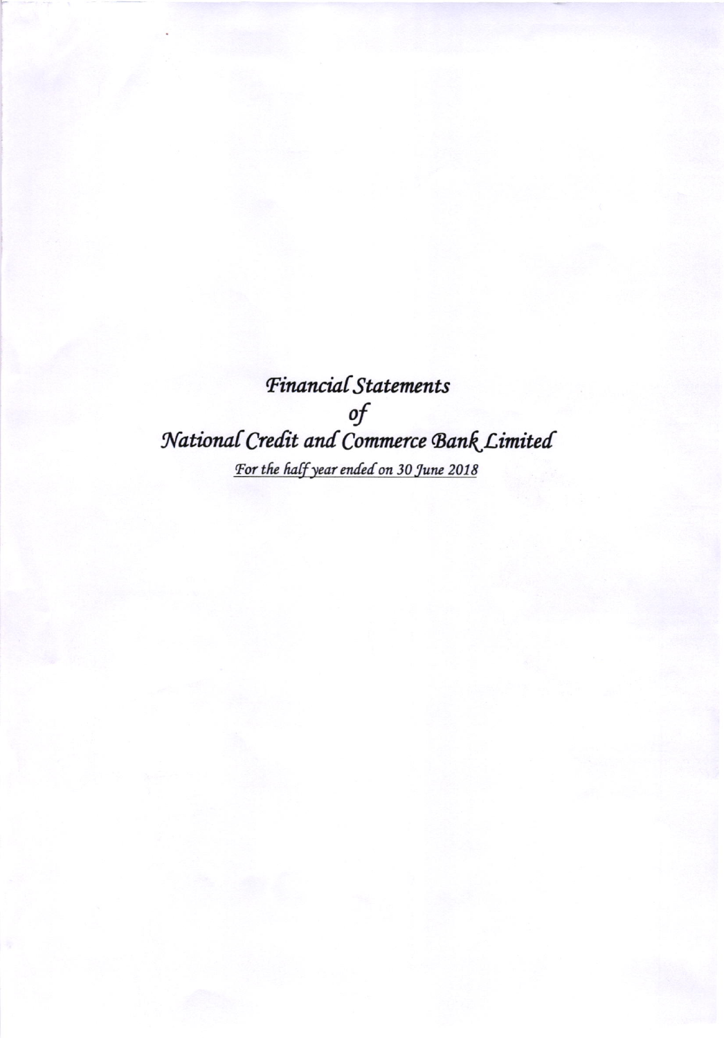# *Financial Statements*

# *of*

# *National Credit and Commerce Bank Limited*

*For the half year ended on 30 June 2018*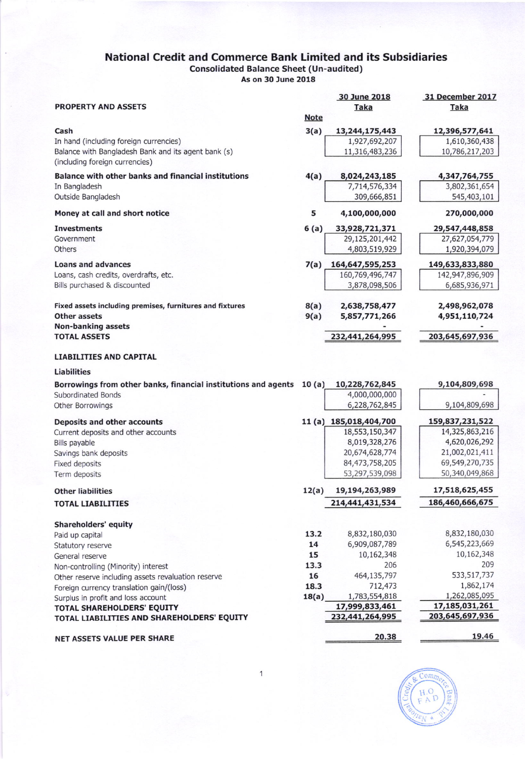# National Credit and Commerce Bank Limited and its Subsidiaries

## Consolidated Balance Sheet (Un-audited)

### As on 30 June 2018

| PROPERTY AND ASSETS | Note | 30 June 2018 Taka | | 31 December 2017 Taka | |
|---|---|---|---|---|---|
| **Cash** | 3(a) | | **13,244,175,443** | | **12,396,577,641** |
| In hand (including foreign currencies) | | 1,927,692,207 | | 1,610,360,438 | |
| Balance with Bangladesh Bank and its agent bank (s) (including foreign currencies) | | 11,316,483,236 | | 10,786,217,203 | |
| **Balance with other banks and financial institutions** | 4(a) | | **8,024,243,185** | | **4,347,764,755** |
| In Bangladesh | | 7,714,576,334 | | 3,802,361,654 | |
| Outside Bangladesh | | 309,666,851 | | 545,403,101 | |
| **Money at call and short notice** | 5 | | **4,100,000,000** | | **270,000,000** |
| **Investments** | 6 (a) | | **33,928,721,371** | | **29,547,448,858** |
| Government | | 29,125,201,442 | | 27,627,054,779 | |
| Others | | 4,803,519,929 | | 1,920,394,079 | |
| **Loans and advances** | 7(a) | | **164,647,595,253** | | **149,633,833,880** |
| Loans, cash credits, overdrafts, etc. | | 160,769,496,747 | | 142,947,896,909 | |
| Bills purchased & discounted | | 3,878,098,506 | | 6,685,936,971 | |
| **Fixed assets including premises, furnitures and fixtures** | 8(a) | | **2,638,758,477** | | **2,498,962,078** |
| **Other assets** | 9(a) | | **5,857,771,266** | | **4,951,110,724** |
| **Non-banking assets** | | | - | | - |
| **TOTAL ASSETS** | | | **232,441,264,995** | | **203,645,697,936** |
| **LIABILITIES AND CAPITAL** | | | | | |
| **Liabilities** | | | | | |
| **Borrowings from other banks, financial institutions and agents** | 10 (a) | | **10,228,762,845** | | **9,104,809,698** |
| Subordinated Bonds | | 4,000,000,000 | | - | |
| Other Borrowings | | 6,228,762,845 | | 9,104,809,698 | |
| **Deposits and other accounts** | 11 (a) | | **185,018,404,700** | | **159,837,231,522** |
| Current deposits and other accounts | | 18,553,150,347 | | 14,325,863,216 | |
| Bills payable | | 8,019,328,276 | | 4,620,026,292 | |
| Savings bank deposits | | 20,674,628,774 | | 21,002,021,411 | |
| Fixed deposits | | 84,473,758,205 | | 69,549,270,735 | |
| Term deposits | | 53,297,539,098 | | 50,340,049,868 | |
| **Other liabilities** | 12(a) | | **19,194,263,989** | | **17,518,625,455** |
| **TOTAL LIABILITIES** | | | **214,441,431,534** | | **186,460,666,675** |
| **Shareholders' equity** | | | | | |
| Paid up capital | 13.2 | | 8,832,180,030 | | 8,832,180,030 |
| Statutory reserve | 14 | | 6,909,087,789 | | 6,545,223,669 |
| General reserve | 15 | | 10,162,348 | | 10,162,348 |
| Non-controlling (Minority) interest | 13.3 | | 206 | | 209 |
| Other reserve including assets revaluation reserve | 16 | | 464,135,797 | | 533,517,737 |
| Foreign currency translation gain/(loss) | 18.3 | | 712,473 | | 1,862,174 |
| Surplus in profit and loss account | 18(a) | | 1,783,554,818 | | 1,262,085,095 |
| **TOTAL SHAREHOLDERS' EQUITY** | | | **17,999,833,461** | | **17,185,031,261** |
| **TOTAL LIABILITIES AND SHAREHOLDERS' EQUITY** | | | **232,441,264,995** | | **203,645,697,936** |
| **NET ASSETS VALUE PER SHARE** | | | **20.38** | | **19.46** |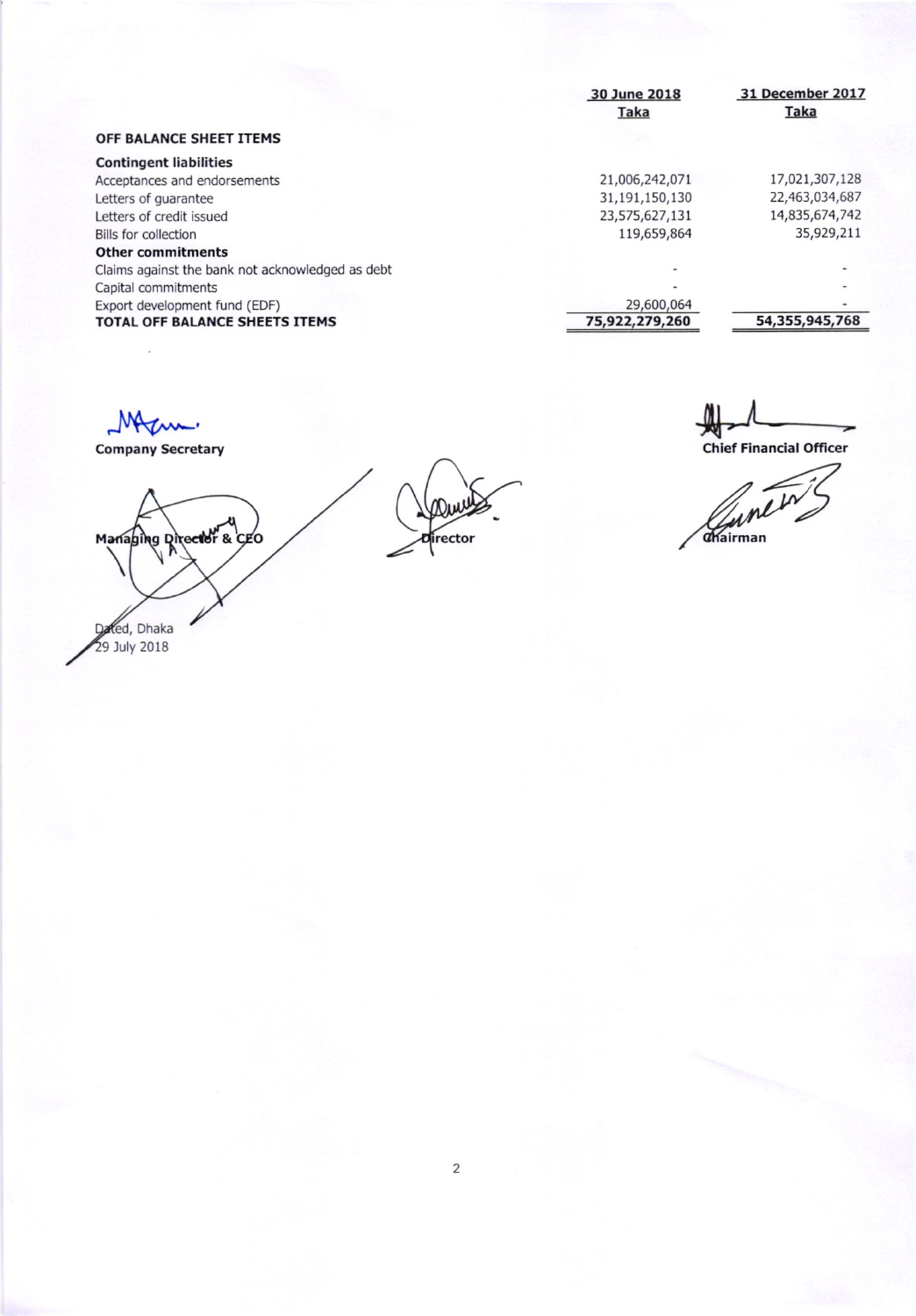| | 30 June 2018 Taka | 31 December 2017 Taka |
|---|---|---|
| **OFF BALANCE SHEET ITEMS** | | |
| **Contingent liabilities** | | |
| Acceptances and endorsements | 21,006,242,071 | 17,021,307,128 |
| Letters of guarantee | 31,191,150,130 | 22,463,034,687 |
| Letters of credit issued | 23,575,627,131 | 14,835,674,742 |
| Bills for collection | 119,659,864 | 35,929,211 |
| **Other commitments** | | |
| Claims against the bank not acknowledged as debt | - | - |
| Capital commitments | - | - |
| Export development fund (EDF) | 29,600,064 | - |
| **TOTAL OFF BALANCE SHEETS ITEMS** | **75,922,279,260** | **54,355,945,768** |

**Company Secretary**

**Chief Financial Officer**

**Managing Director & CEO**

**Director**

**Chairman**

Dated, Dhaka
29 July 2018